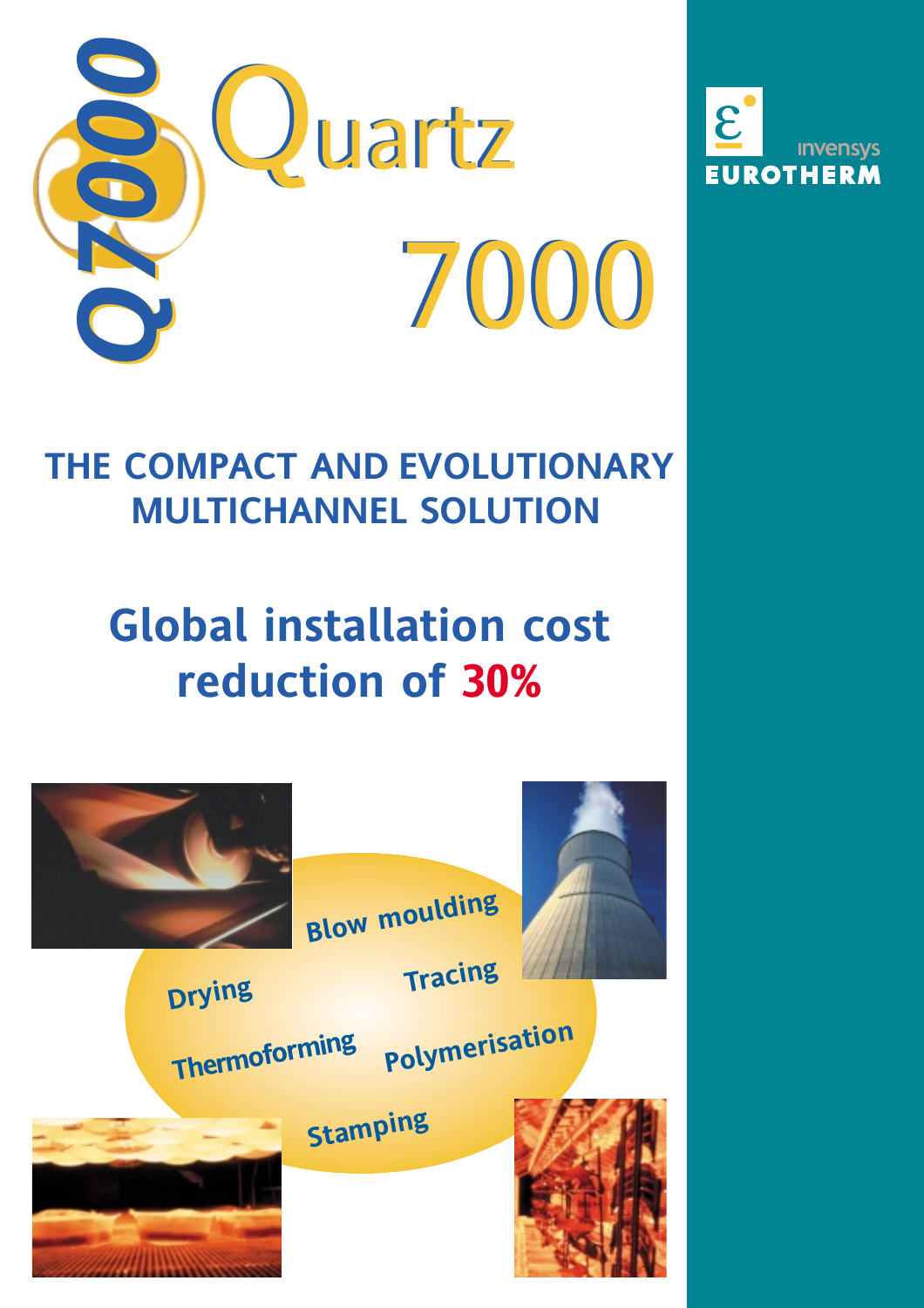# Quartz 7000

Q7000

invensys EUROTHERM

## THE COMPACT AND EVOLUTIONARY MULTICHANNEL SOLUTION

## Global installation cost reduction of 30%

Blow moulding

Drying

Tracing

Thermoforming

Polymerisation

Stamping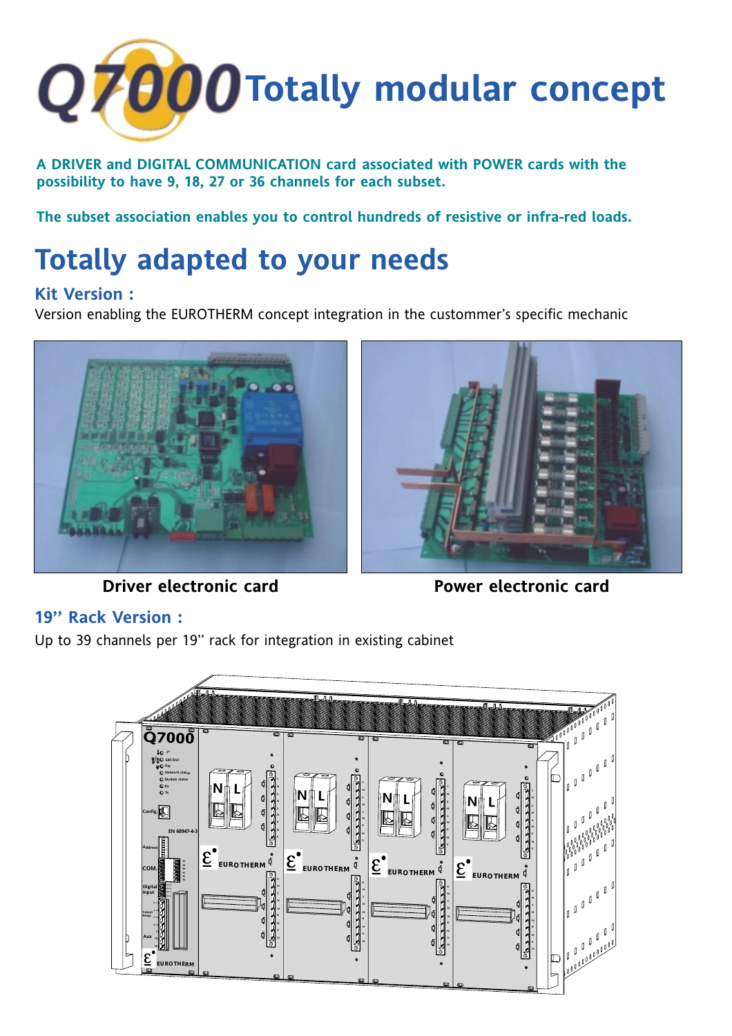# Q7000 Totally modular concept

**A DRIVER and DIGITAL COMMUNICATION card associated with POWER cards with the possibility to have 9, 18, 27 or 36 channels for each subset.**

**The subset association enables you to control hundreds of resistive or infra-red loads.**

## Totally adapted to your needs

### Kit Version :

Version enabling the EUROTHERM concept integration in the custommer's specific mechanic

**Driver electronic card**

**Power electronic card**

### 19'' Rack Version :

Up to 39 channels per 19'' rack for integration in existing cabinet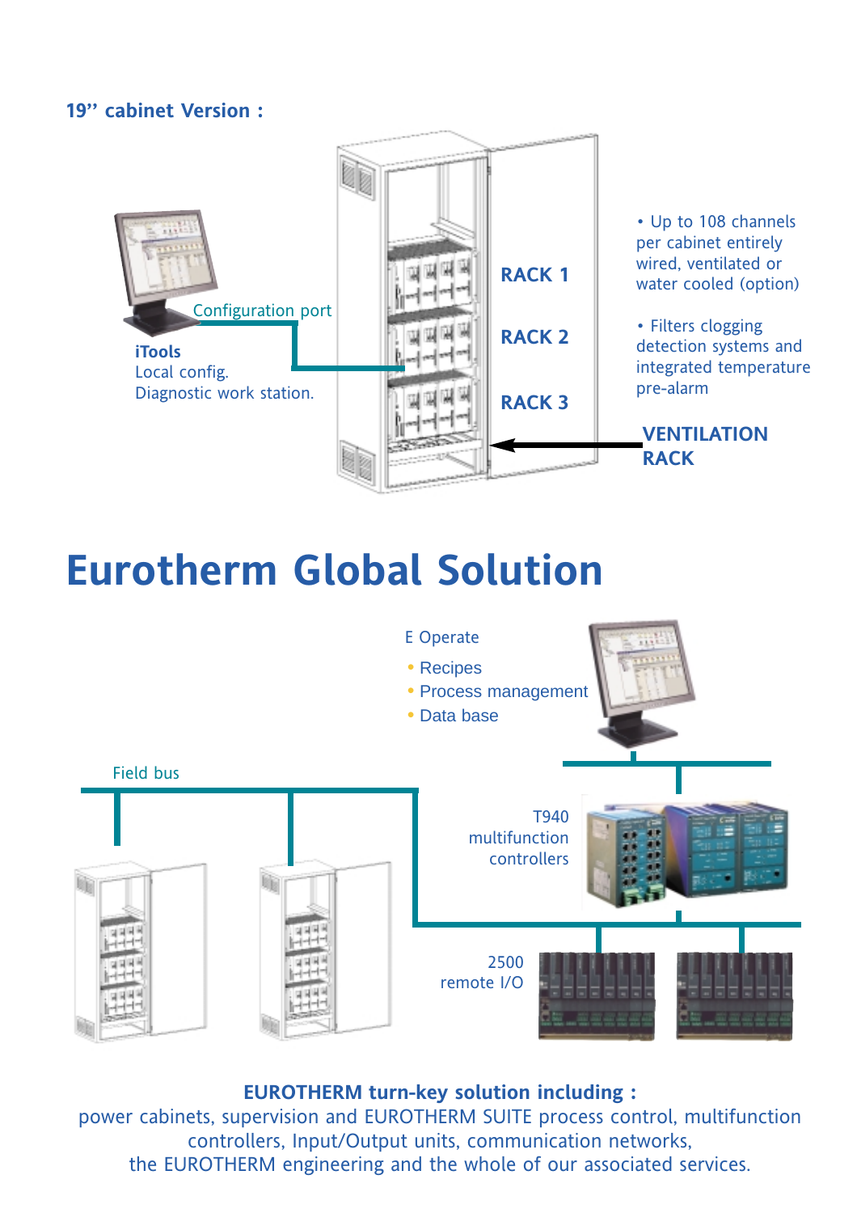**19'' cabinet Version :**

Configuration port

**iTools**
Local config.
Diagnostic work station.

RACK 1

RACK 2

RACK 3

- Up to 108 channels per cabinet entirely wired, ventilated or water cooled (option)
- Filters clogging detection systems and integrated temperature pre-alarm

**VENTILATION RACK**

# Eurotherm Global Solution

E Operate

- Recipes
- Process management
- Data base

Field bus

T940 multifunction controllers

2500 remote I/O

**EUROTHERM turn-key solution including :**
power cabinets, supervision and EUROTHERM SUITE process control, multifunction controllers, Input/Output units, communication networks, the EUROTHERM engineering and the whole of our associated services.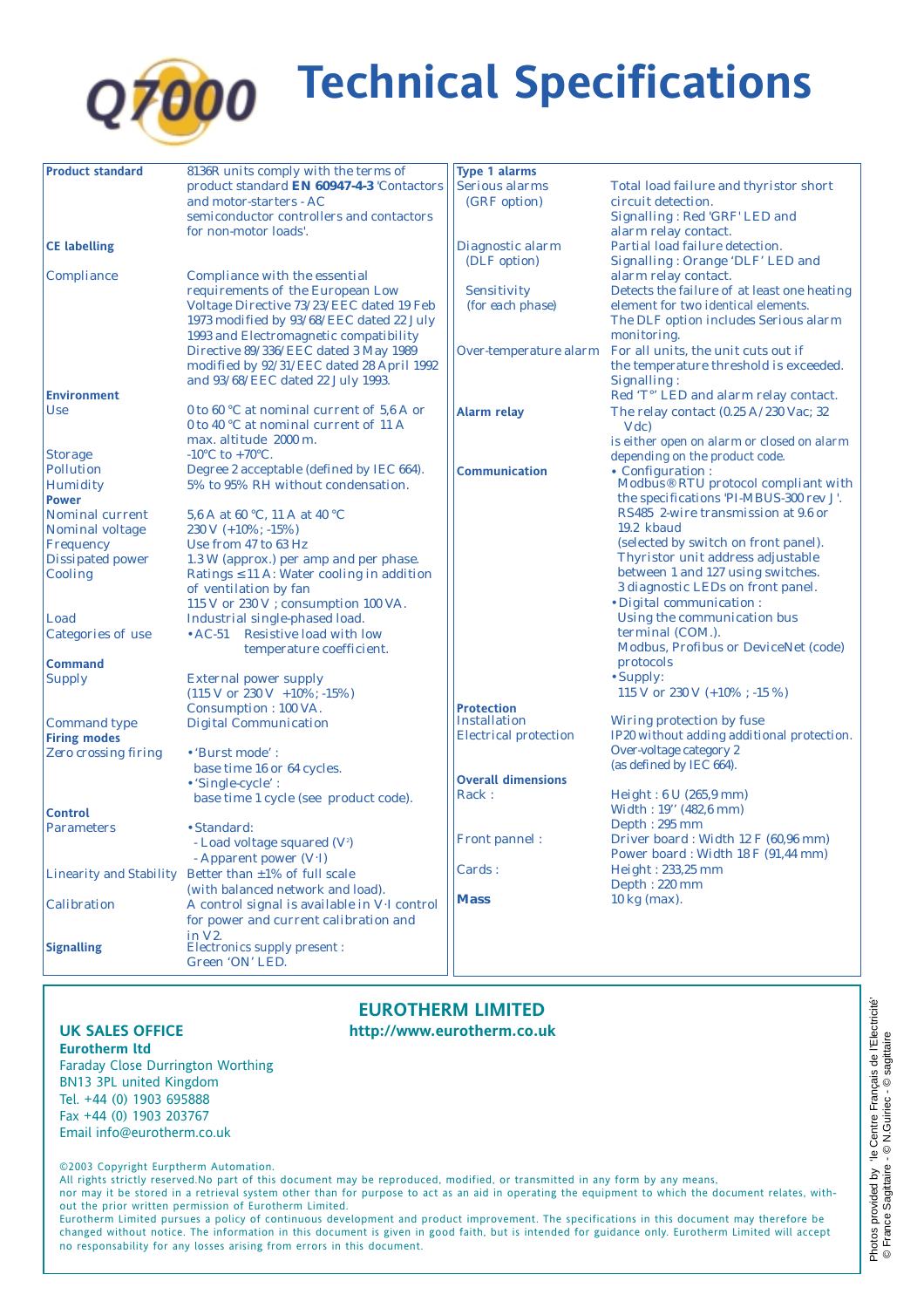# Q7000 Technical Specifications

| | |
|---|---|
| **Product standard** | 8136R units comply with the terms of product standard **EN 60947-4-3** 'Contactors and motor-starters - AC semiconductor controllers and contactors for non-motor loads'. |
| **CE labelling** | |
| Compliance | Compliance with the essential requirements of the European Low Voltage Directive 73/23/EEC dated 19 Feb 1973 modified by 93/68/EEC dated 22 July 1993 and Electromagnetic compatibility Directive 89/336/EEC dated 3 May 1989 modified by 92/31/EEC dated 28 April 1992 and 93/68/EEC dated 22 July 1993. |
| **Environment** | |
| Use | 0 to 60 °C at nominal current of 5,6 A or 0 to 40 °C at nominal current of 11 A max. altitude 2000 m. |
| Storage | -10°C to +70°C. |
| Pollution | Degree 2 acceptable (defined by IEC 664). |
| Humidity | 5% to 95% RH without condensation. |
| **Power** | |
| Nominal current | 5,6 A at 60 °C, 11 A at 40 °C |
| Nominal voltage | 230 V (+10%; -15%) |
| Frequency | Use from 47 to 63 Hz |
| Dissipated power | 1.3 W (approx.) per amp and per phase. |
| Cooling | Ratings ≤ 11 A: Water cooling in addition of ventilation by fan 115 V or 230 V ; consumption 100 VA. |
| Load | Industrial single-phased load. |
| Categories of use | • AC-51 Resistive load with low temperature coefficient. |
| **Command** | |
| Supply | External power supply (115 V or 230 V +10%; -15%) Consumption : 100 VA. |
| Command type | Digital Communication |
| **Firing modes** | |
| Zero crossing firing | • 'Burst mode' : base time 16 or 64 cycles. • 'Single-cycle' : base time 1 cycle (see product code). |
| **Control** | |
| Parameters | • Standard: - Load voltage squared ($V^2$) - Apparent power ($V \cdot I$) |
| Linearity and Stability | Better than ±1% of full scale (with balanced network and load). |
| Calibration | A control signal is available in V·I control for power and current calibration and in V2. |
| **Signalling** | Electronics supply present : Green 'ON' LED. |

| | |
|---|---|
| **Type 1 alarms** | |
| Serious alarms (GRF option) | Total load failure and thyristor short circuit detection. Signalling : Red 'GRF' LED and alarm relay contact. |
| Diagnostic alarm (DLF option) | Partial load failure detection. Signalling : Orange 'DLF' LED and alarm relay contact. |
| Sensitivity (for each phase) | Detects the failure of at least one heating element for two identical elements. The DLF option includes Serious alarm monitoring. |
| Over-temperature alarm | For all units, the unit cuts out if the temperature threshold is exceeded. Signalling : Red 'T°' LED and alarm relay contact. |
| **Alarm relay** | The relay contact (0.25 A/230 Vac; 32 Vdc) is either open on alarm or closed on alarm depending on the product code. |
| **Communication** | • Configuration : Modbus® RTU protocol compliant with the specifications 'PI-MBUS-300 rev J'. RS485 2-wire transmission at 9.6 or 19.2 kbaud (selected by switch on front panel). Thyristor unit address adjustable between 1 and 127 using switches. 3 diagnostic LEDs on front panel. • Digital communication : Using the communication bus terminal (COM.). Modbus, Profibus or DeviceNet (code) protocols • Supply: 115 V or 230 V (+10% ; -15 %) |
| **Protection** | |
| Installation | Wiring protection by fuse |
| Electrical protection | IP20 without adding additional protection. Over-voltage category 2 (as defined by IEC 664). |
| **Overall dimensions** | |
| Rack : | Height : 6 U (265,9 mm) Width : 19'' (482,6 mm) Depth : 295 mm |
| Front pannel : | Driver board : Width 12 F (60,96 mm) Power board : Width 18 F (91,44 mm) |
| Cards : | Height : 233,25 mm Depth : 220 mm |
| **Mass** | 10 kg (max). |

## EUROTHERM LIMITED

**http://www.eurotherm.co.uk**

### UK SALES OFFICE

**Eurotherm ltd**
Faraday Close Durrington Worthing
BN13 3PL united Kingdom
Tel. +44 (0) 1903 695888
Fax +44 (0) 1903 203767
Email info@eurotherm.co.uk

©2003 Copyright Eurptherm Automation.
All rights strictly reserved.No part of this document may be reproduced, modified, or transmitted in any form by any means, nor may it be stored in a retrieval system other than for purpose to act as an aid in operating the equipment to which the document relates, without the prior written permission of Eurotherm Limited.
Eurotherm Limited pursues a policy of continuous development and product improvement. The specifications in this document may therefore be changed without notice. The information in this document is given in good faith, but is intended for guidance only. Eurotherm Limited will accept no responsability for any losses arising from errors in this document.

Photos provided by 'le Centre Français de l'Electricité' © France Sagittaire - © N.Guiriec - © sagittaire